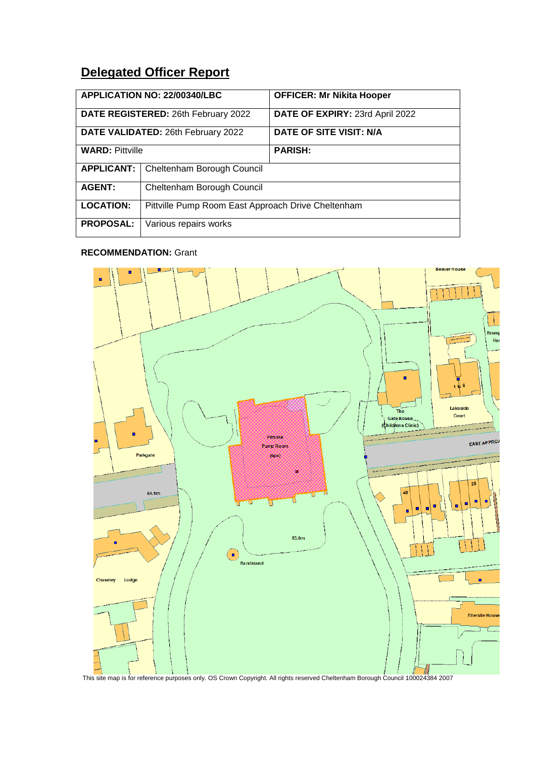# Delegated Officer Report

| APPLICATION NO: 22/00340/LBC | | OFFICER: Mr Nikita Hooper |
|---|---|---|
| **DATE REGISTERED:** 26th February 2022 | | **DATE OF EXPIRY:** 23rd April 2022 |
| **DATE VALIDATED:** 26th February 2022 | | **DATE OF SITE VISIT: N/A** |
| **WARD:** Pittville | | **PARISH:** |
| **APPLICANT:** | Cheltenham Borough Council | |
| **AGENT:** | Cheltenham Borough Council | |
| **LOCATION:** | Pittville Pump Room East Approach Drive Cheltenham | |
| **PROPOSAL:** | Various repairs works | |

**RECOMMENDATION:** Grant

This site map is for reference purposes only. OS Crown Copyright. All rights reserved Cheltenham Borough Council 100024384 2007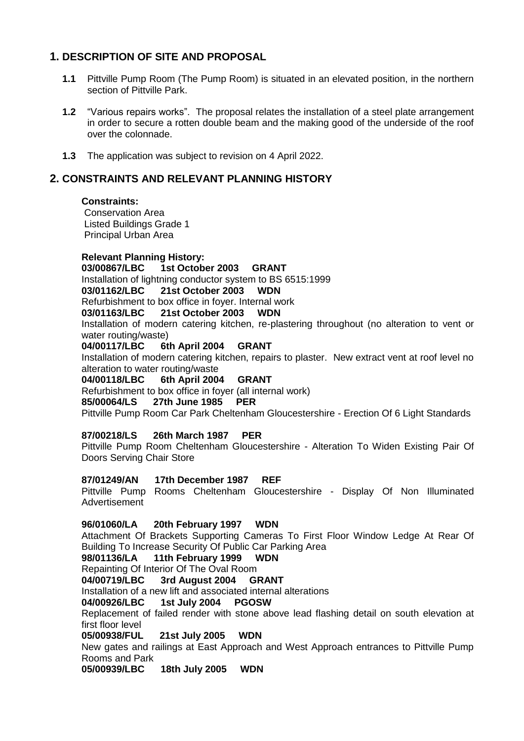## 1. DESCRIPTION OF SITE AND PROPOSAL

**1.1** Pittville Pump Room (The Pump Room) is situated in an elevated position, in the northern section of Pittville Park.

**1.2** "Various repairs works". The proposal relates the installation of a steel plate arrangement in order to secure a rotten double beam and the making good of the underside of the roof over the colonnade.

**1.3** The application was subject to revision on 4 April 2022.

## 2. CONSTRAINTS AND RELEVANT PLANNING HISTORY

**Constraints:**
Conservation Area
Listed Buildings Grade 1
Principal Urban Area

**Relevant Planning History:**

**03/00867/LBC 1st October 2003 GRANT**
Installation of lightning conductor system to BS 6515:1999

**03/01162/LBC 21st October 2003 WDN**
Refurbishment to box office in foyer. Internal work

**03/01163/LBC 21st October 2003 WDN**
Installation of modern catering kitchen, re-plastering throughout (no alteration to vent or water routing/waste)

**04/00117/LBC 6th April 2004 GRANT**
Installation of modern catering kitchen, repairs to plaster. New extract vent at roof level no alteration to water routing/waste

**04/00118/LBC 6th April 2004 GRANT**
Refurbishment to box office in foyer (all internal work)

**85/00064/LS 27th June 1985 PER**
Pittville Pump Room Car Park Cheltenham Gloucestershire - Erection Of 6 Light Standards

**87/00218/LS 26th March 1987 PER**
Pittville Pump Room Cheltenham Gloucestershire - Alteration To Widen Existing Pair Of Doors Serving Chair Store

**87/01249/AN 17th December 1987 REF**
Pittville Pump Rooms Cheltenham Gloucestershire - Display Of Non Illuminated Advertisement

**96/01060/LA 20th February 1997 WDN**
Attachment Of Brackets Supporting Cameras To First Floor Window Ledge At Rear Of Building To Increase Security Of Public Car Parking Area

**98/01136/LA 11th February 1999 WDN**
Repainting Of Interior Of The Oval Room

**04/00719/LBC 3rd August 2004 GRANT**
Installation of a new lift and associated internal alterations

**04/00926/LBC 1st July 2004 PGOSW**
Replacement of failed render with stone above lead flashing detail on south elevation at first floor level

**05/00938/FUL 21st July 2005 WDN**
New gates and railings at East Approach and West Approach entrances to Pittville Pump Rooms and Park

**05/00939/LBC 18th July 2005 WDN**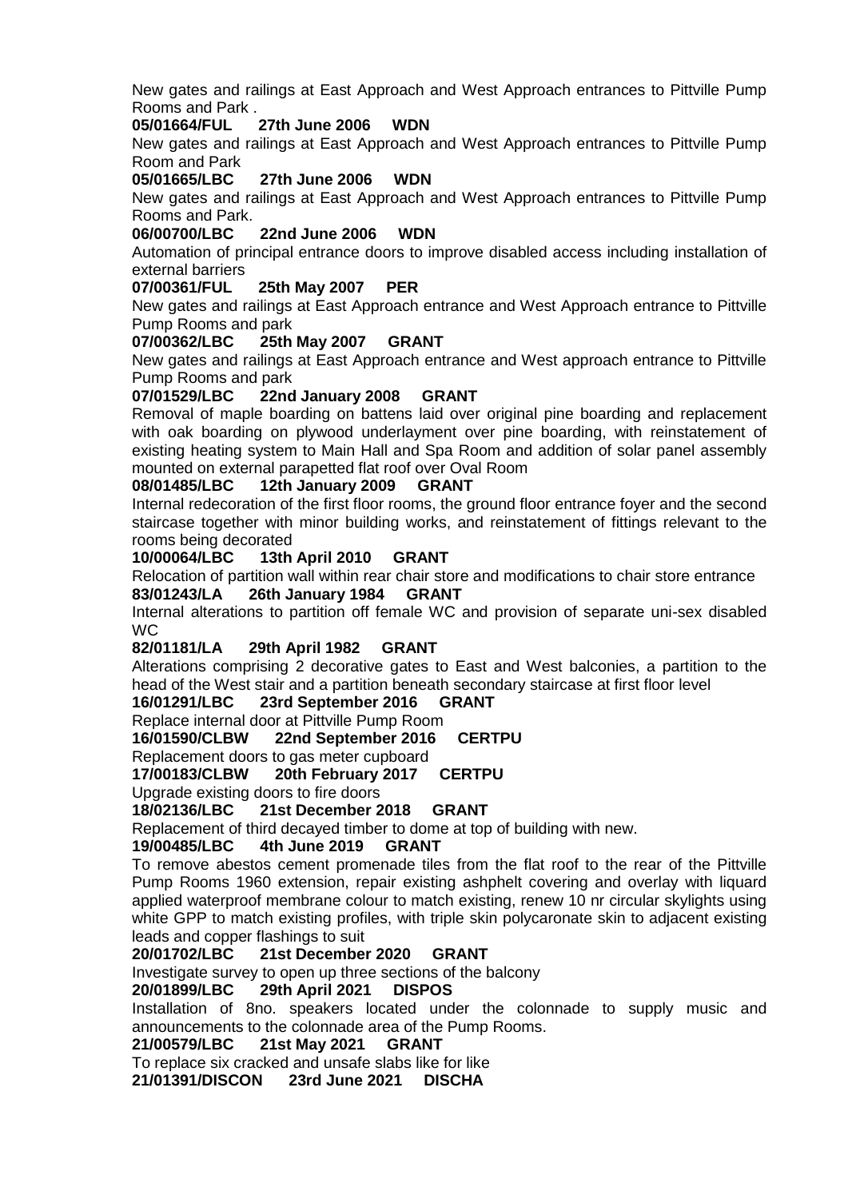New gates and railings at East Approach and West Approach entrances to Pittville Pump Rooms and Park .

**05/01664/FUL 27th June 2006 WDN**

New gates and railings at East Approach and West Approach entrances to Pittville Pump Room and Park

**05/01665/LBC 27th June 2006 WDN**

New gates and railings at East Approach and West Approach entrances to Pittville Pump Rooms and Park.

**06/00700/LBC 22nd June 2006 WDN**

Automation of principal entrance doors to improve disabled access including installation of external barriers

**07/00361/FUL 25th May 2007 PER**

New gates and railings at East Approach entrance and West Approach entrance to Pittville Pump Rooms and park

**07/00362/LBC 25th May 2007 GRANT**

New gates and railings at East Approach entrance and West approach entrance to Pittville Pump Rooms and park

**07/01529/LBC 22nd January 2008 GRANT**

Removal of maple boarding on battens laid over original pine boarding and replacement with oak boarding on plywood underlayment over pine boarding, with reinstatement of existing heating system to Main Hall and Spa Room and addition of solar panel assembly mounted on external parapetted flat roof over Oval Room

**08/01485/LBC 12th January 2009 GRANT**

Internal redecoration of the first floor rooms, the ground floor entrance foyer and the second staircase together with minor building works, and reinstatement of fittings relevant to the rooms being decorated

**10/00064/LBC 13th April 2010 GRANT**

Relocation of partition wall within rear chair store and modifications to chair store entrance

**83/01243/LA 26th January 1984 GRANT**

Internal alterations to partition off female WC and provision of separate uni-sex disabled WC

**82/01181/LA 29th April 1982 GRANT**

Alterations comprising 2 decorative gates to East and West balconies, a partition to the head of the West stair and a partition beneath secondary staircase at first floor level

**16/01291/LBC 23rd September 2016 GRANT**

Replace internal door at Pittville Pump Room

**16/01590/CLBW 22nd September 2016 CERTPU**

Replacement doors to gas meter cupboard

**17/00183/CLBW 20th February 2017 CERTPU**

Upgrade existing doors to fire doors

**18/02136/LBC 21st December 2018 GRANT**

Replacement of third decayed timber to dome at top of building with new.

**19/00485/LBC 4th June 2019 GRANT**

To remove abestos cement promenade tiles from the flat roof to the rear of the Pittville Pump Rooms 1960 extension, repair existing ashphelt covering and overlay with liquard applied waterproof membrane colour to match existing, renew 10 nr circular skylights using white GPP to match existing profiles, with triple skin polycaronate skin to adjacent existing leads and copper flashings to suit

**20/01702/LBC 21st December 2020 GRANT**

Investigate survey to open up three sections of the balcony

**20/01899/LBC 29th April 2021 DISPOS**

Installation of 8no. speakers located under the colonnade to supply music and announcements to the colonnade area of the Pump Rooms.

**21/00579/LBC 21st May 2021 GRANT**

To replace six cracked and unsafe slabs like for like

**21/01391/DISCON 23rd June 2021 DISCHA**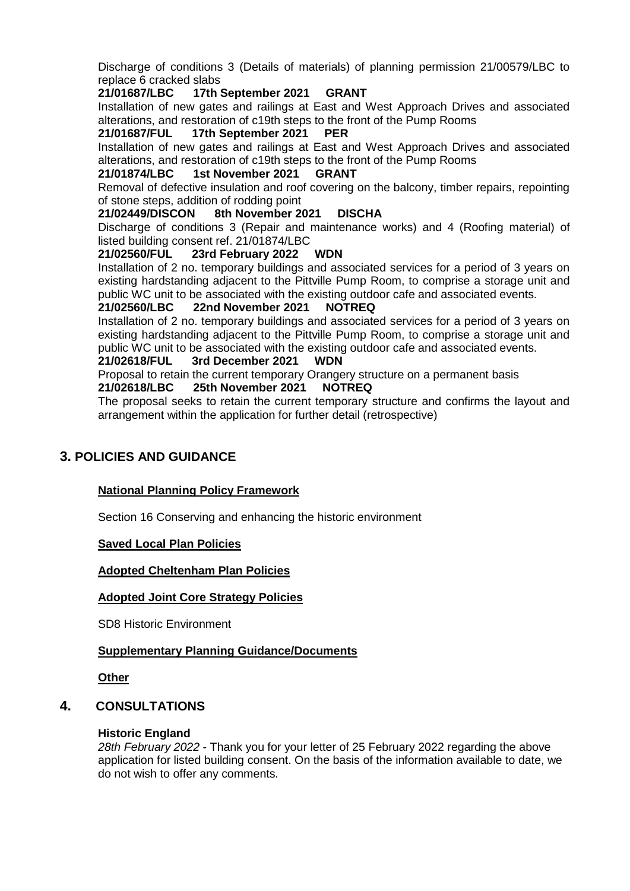Discharge of conditions 3 (Details of materials) of planning permission 21/00579/LBC to replace 6 cracked slabs

**21/01687/LBC 17th September 2021 GRANT**

Installation of new gates and railings at East and West Approach Drives and associated alterations, and restoration of c19th steps to the front of the Pump Rooms

**21/01687/FUL 17th September 2021 PER**

Installation of new gates and railings at East and West Approach Drives and associated alterations, and restoration of c19th steps to the front of the Pump Rooms

**21/01874/LBC 1st November 2021 GRANT**

Removal of defective insulation and roof covering on the balcony, timber repairs, repointing of stone steps, addition of rodding point

**21/02449/DISCON 8th November 2021 DISCHA**

Discharge of conditions 3 (Repair and maintenance works) and 4 (Roofing material) of listed building consent ref. 21/01874/LBC

**21/02560/FUL 23rd February 2022 WDN**

Installation of 2 no. temporary buildings and associated services for a period of 3 years on existing hardstanding adjacent to the Pittville Pump Room, to comprise a storage unit and public WC unit to be associated with the existing outdoor cafe and associated events.

**21/02560/LBC 22nd November 2021 NOTREQ**

Installation of 2 no. temporary buildings and associated services for a period of 3 years on existing hardstanding adjacent to the Pittville Pump Room, to comprise a storage unit and public WC unit to be associated with the existing outdoor cafe and associated events.

**21/02618/FUL 3rd December 2021 WDN**

Proposal to retain the current temporary Orangery structure on a permanent basis

**21/02618/LBC 25th November 2021 NOTREQ**

The proposal seeks to retain the current temporary structure and confirms the layout and arrangement within the application for further detail (retrospective)

## 3. POLICIES AND GUIDANCE

**National Planning Policy Framework**

Section 16 Conserving and enhancing the historic environment

**Saved Local Plan Policies**

**Adopted Cheltenham Plan Policies**

**Adopted Joint Core Strategy Policies**

SD8 Historic Environment

**Supplementary Planning Guidance/Documents**

**Other**

## 4. CONSULTATIONS

**Historic England**

*28th February 2022* - Thank you for your letter of 25 February 2022 regarding the above application for listed building consent. On the basis of the information available to date, we do not wish to offer any comments.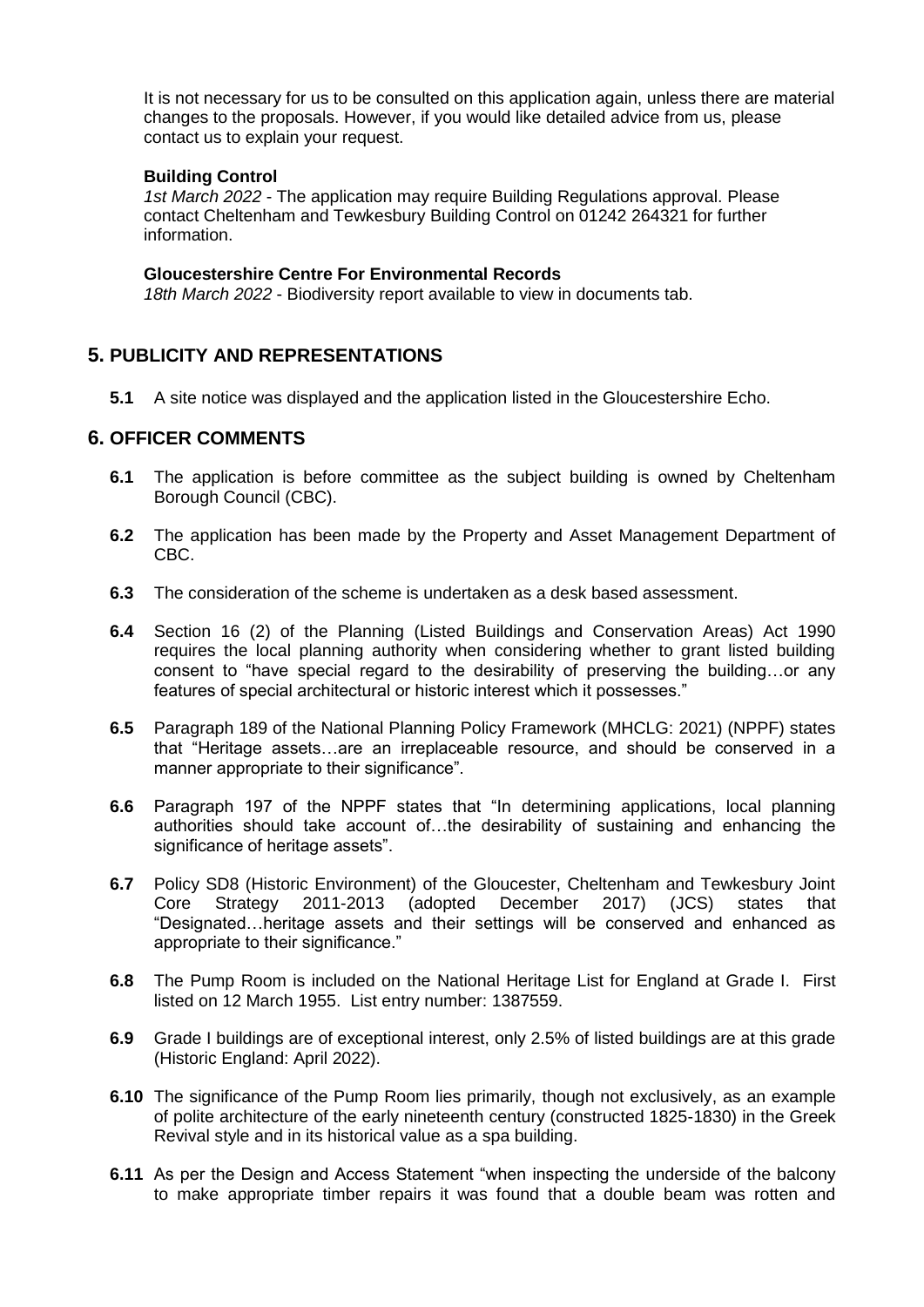It is not necessary for us to be consulted on this application again, unless there are material changes to the proposals. However, if you would like detailed advice from us, please contact us to explain your request.

**Building Control**

*1st March 2022* - The application may require Building Regulations approval. Please contact Cheltenham and Tewkesbury Building Control on 01242 264321 for further information.

**Gloucestershire Centre For Environmental Records**

*18th March 2022* - Biodiversity report available to view in documents tab.

## 5. PUBLICITY AND REPRESENTATIONS

**5.1** A site notice was displayed and the application listed in the Gloucestershire Echo.

## 6. OFFICER COMMENTS

**6.1** The application is before committee as the subject building is owned by Cheltenham Borough Council (CBC).

**6.2** The application has been made by the Property and Asset Management Department of CBC.

**6.3** The consideration of the scheme is undertaken as a desk based assessment.

**6.4** Section 16 (2) of the Planning (Listed Buildings and Conservation Areas) Act 1990 requires the local planning authority when considering whether to grant listed building consent to "have special regard to the desirability of preserving the building…or any features of special architectural or historic interest which it possesses."

**6.5** Paragraph 189 of the National Planning Policy Framework (MHCLG: 2021) (NPPF) states that "Heritage assets…are an irreplaceable resource, and should be conserved in a manner appropriate to their significance".

**6.6** Paragraph 197 of the NPPF states that "In determining applications, local planning authorities should take account of…the desirability of sustaining and enhancing the significance of heritage assets".

**6.7** Policy SD8 (Historic Environment) of the Gloucester, Cheltenham and Tewkesbury Joint Core Strategy 2011-2013 (adopted December 2017) (JCS) states that "Designated…heritage assets and their settings will be conserved and enhanced as appropriate to their significance."

**6.8** The Pump Room is included on the National Heritage List for England at Grade I. First listed on 12 March 1955. List entry number: 1387559.

**6.9** Grade I buildings are of exceptional interest, only 2.5% of listed buildings are at this grade (Historic England: April 2022).

**6.10** The significance of the Pump Room lies primarily, though not exclusively, as an example of polite architecture of the early nineteenth century (constructed 1825-1830) in the Greek Revival style and in its historical value as a spa building.

**6.11** As per the Design and Access Statement "when inspecting the underside of the balcony to make appropriate timber repairs it was found that a double beam was rotten and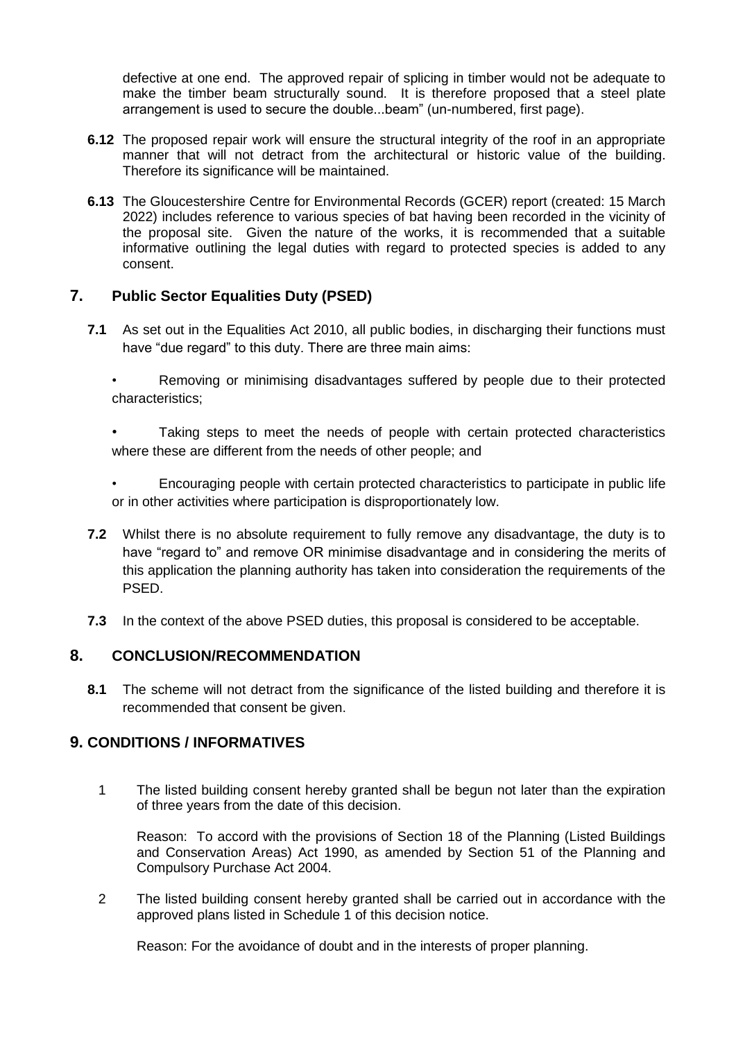defective at one end. The approved repair of splicing in timber would not be adequate to make the timber beam structurally sound. It is therefore proposed that a steel plate arrangement is used to secure the double...beam" (un-numbered, first page).

**6.12** The proposed repair work will ensure the structural integrity of the roof in an appropriate manner that will not detract from the architectural or historic value of the building. Therefore its significance will be maintained.

**6.13** The Gloucestershire Centre for Environmental Records (GCER) report (created: 15 March 2022) includes reference to various species of bat having been recorded in the vicinity of the proposal site. Given the nature of the works, it is recommended that a suitable informative outlining the legal duties with regard to protected species is added to any consent.

## 7. Public Sector Equalities Duty (PSED)

**7.1** As set out in the Equalities Act 2010, all public bodies, in discharging their functions must have "due regard" to this duty. There are three main aims:

- Removing or minimising disadvantages suffered by people due to their protected characteristics;
- Taking steps to meet the needs of people with certain protected characteristics where these are different from the needs of other people; and
- Encouraging people with certain protected characteristics to participate in public life or in other activities where participation is disproportionately low.

**7.2** Whilst there is no absolute requirement to fully remove any disadvantage, the duty is to have "regard to" and remove OR minimise disadvantage and in considering the merits of this application the planning authority has taken into consideration the requirements of the PSED.

**7.3** In the context of the above PSED duties, this proposal is considered to be acceptable.

## 8. CONCLUSION/RECOMMENDATION

**8.1** The scheme will not detract from the significance of the listed building and therefore it is recommended that consent be given.

## 9. CONDITIONS / INFORMATIVES

1 The listed building consent hereby granted shall be begun not later than the expiration of three years from the date of this decision.

Reason: To accord with the provisions of Section 18 of the Planning (Listed Buildings and Conservation Areas) Act 1990, as amended by Section 51 of the Planning and Compulsory Purchase Act 2004.

2 The listed building consent hereby granted shall be carried out in accordance with the approved plans listed in Schedule 1 of this decision notice.

Reason: For the avoidance of doubt and in the interests of proper planning.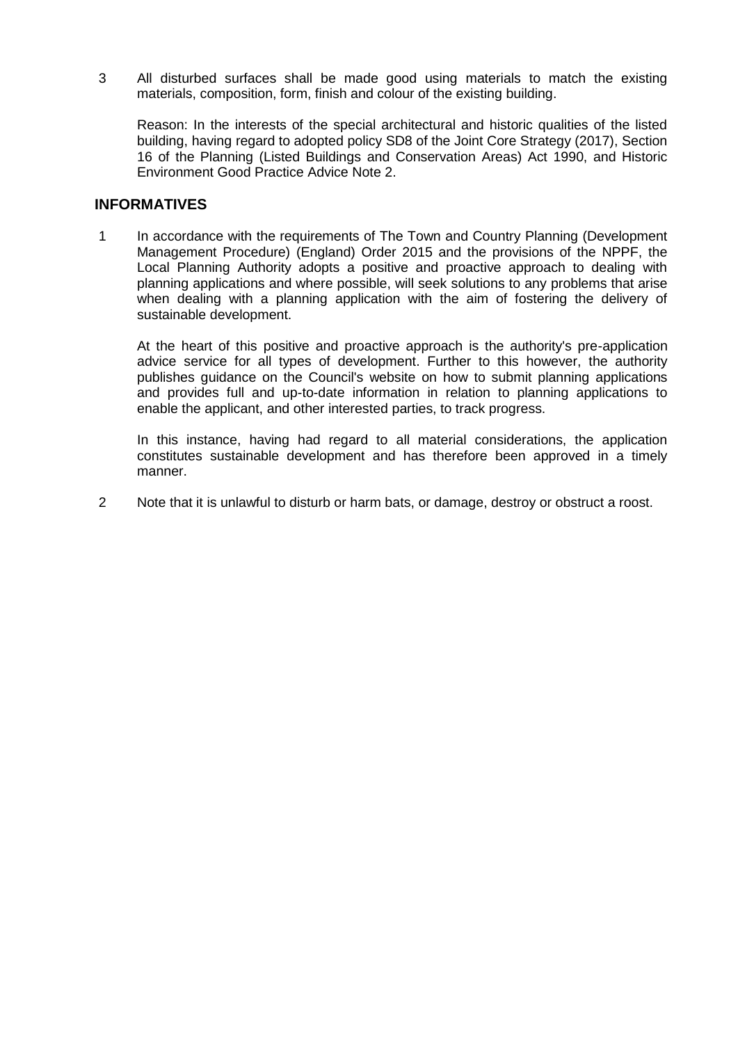3 All disturbed surfaces shall be made good using materials to match the existing materials, composition, form, finish and colour of the existing building.

Reason: In the interests of the special architectural and historic qualities of the listed building, having regard to adopted policy SD8 of the Joint Core Strategy (2017), Section 16 of the Planning (Listed Buildings and Conservation Areas) Act 1990, and Historic Environment Good Practice Advice Note 2.

## INFORMATIVES

1 In accordance with the requirements of The Town and Country Planning (Development Management Procedure) (England) Order 2015 and the provisions of the NPPF, the Local Planning Authority adopts a positive and proactive approach to dealing with planning applications and where possible, will seek solutions to any problems that arise when dealing with a planning application with the aim of fostering the delivery of sustainable development.

At the heart of this positive and proactive approach is the authority's pre-application advice service for all types of development. Further to this however, the authority publishes guidance on the Council's website on how to submit planning applications and provides full and up-to-date information in relation to planning applications to enable the applicant, and other interested parties, to track progress.

In this instance, having had regard to all material considerations, the application constitutes sustainable development and has therefore been approved in a timely manner.

2 Note that it is unlawful to disturb or harm bats, or damage, destroy or obstruct a roost.